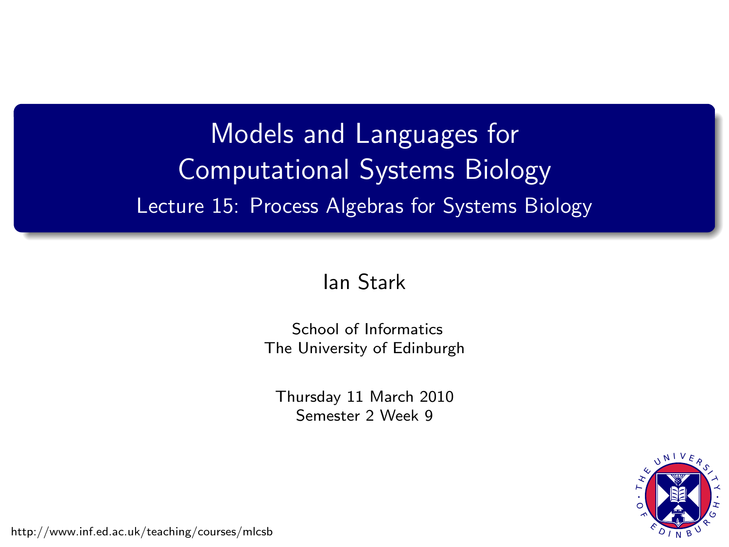# Models and Languages for Computational Systems Biology

## Lecture 15: Process Algebras for Systems Biology

Ian Stark

School of Informatics
The University of Edinburgh

Thursday 11 March 2010
Semester 2 Week 9

http://www.inf.ed.ac.uk/teaching/courses/mlcsb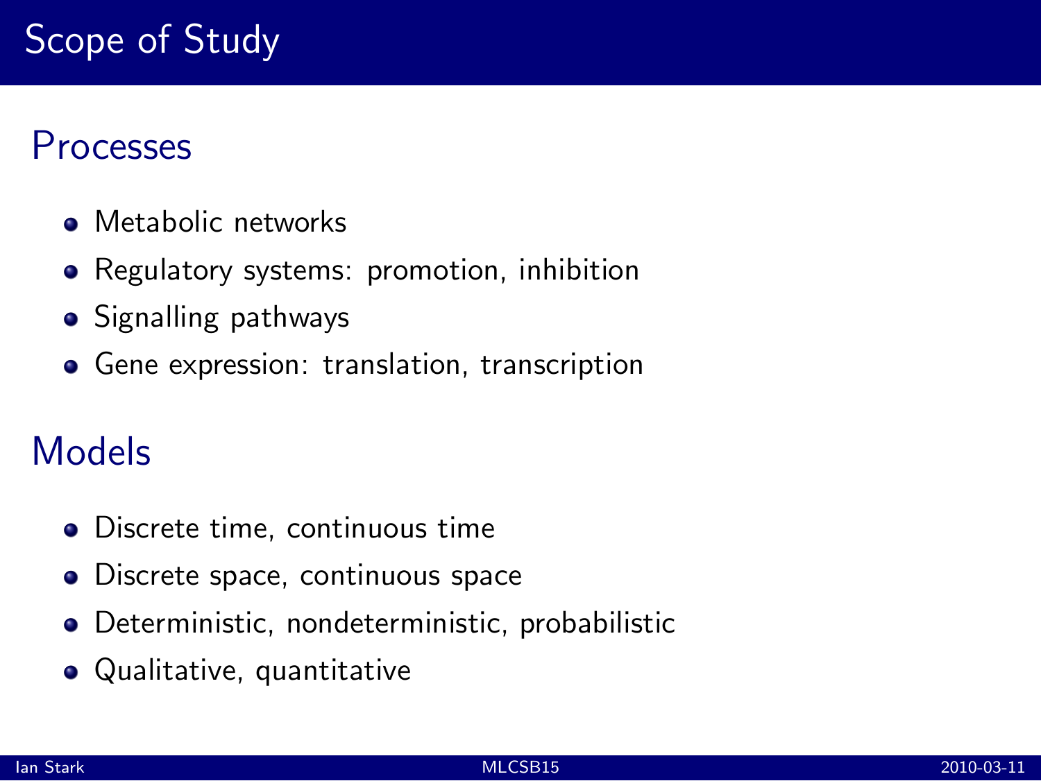# Scope of Study

## Processes

- Metabolic networks
- Regulatory systems: promotion, inhibition
- Signalling pathways
- Gene expression: translation, transcription

## Models

- Discrete time, continuous time
- Discrete space, continuous space
- Deterministic, nondeterministic, probabilistic
- Qualitative, quantitative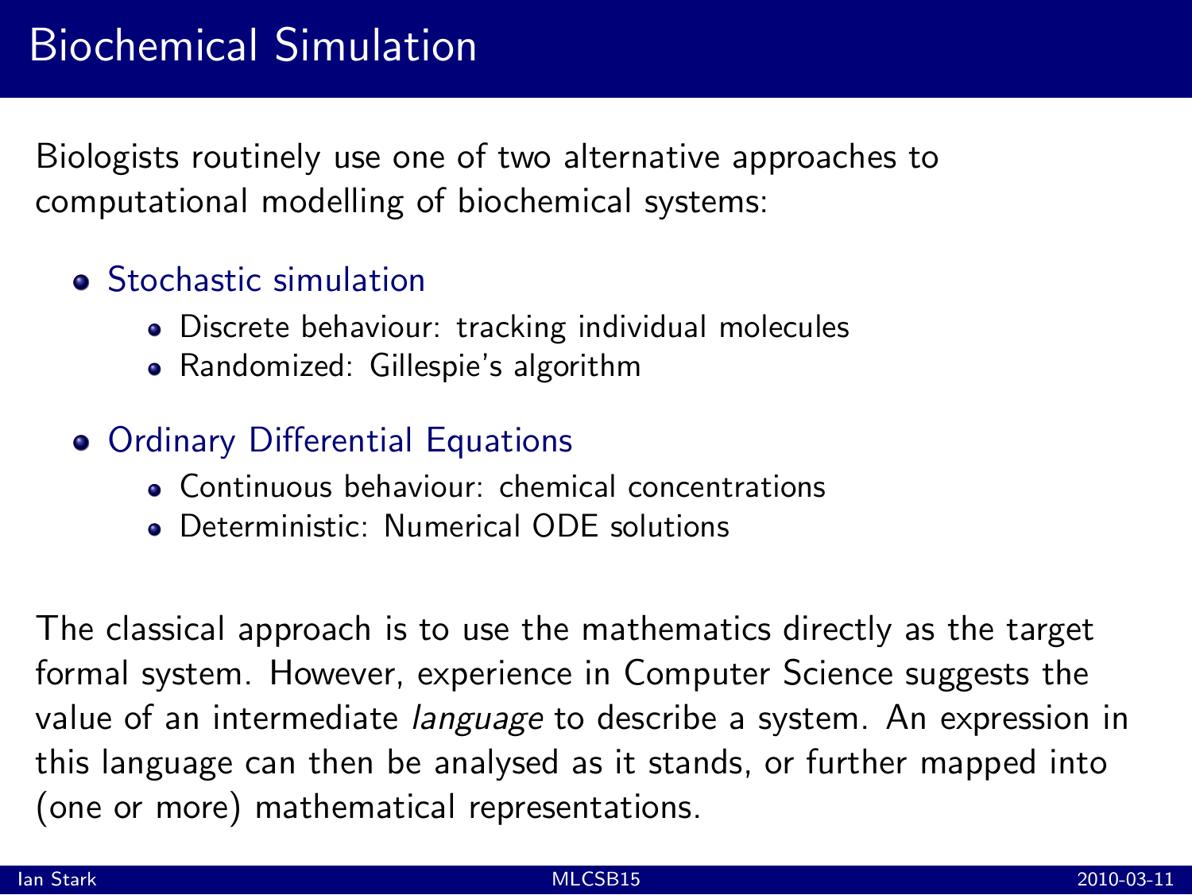# Biochemical Simulation

Biologists routinely use one of two alternative approaches to computational modelling of biochemical systems:

- Stochastic simulation
  - Discrete behaviour: tracking individual molecules
  - Randomized: Gillespie's algorithm
- Ordinary Differential Equations
  - Continuous behaviour: chemical concentrations
  - Deterministic: Numerical ODE solutions

The classical approach is to use the mathematics directly as the target formal system. However, experience in Computer Science suggests the value of an intermediate *language* to describe a system. An expression in this language can then be analysed as it stands, or further mapped into (one or more) mathematical representations.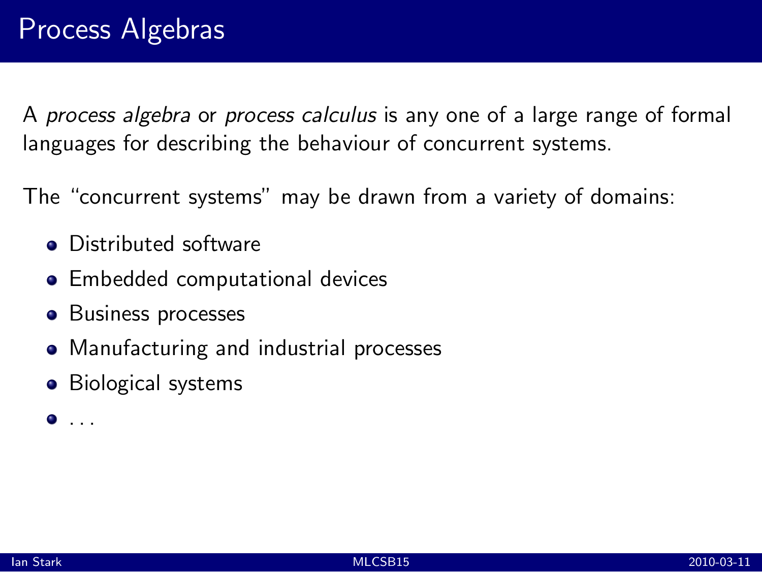# Process Algebras

A *process algebra* or *process calculus* is any one of a large range of formal languages for describing the behaviour of concurrent systems.

The "concurrent systems" may be drawn from a variety of domains:

- Distributed software
- Embedded computational devices
- Business processes
- Manufacturing and industrial processes
- Biological systems
- ...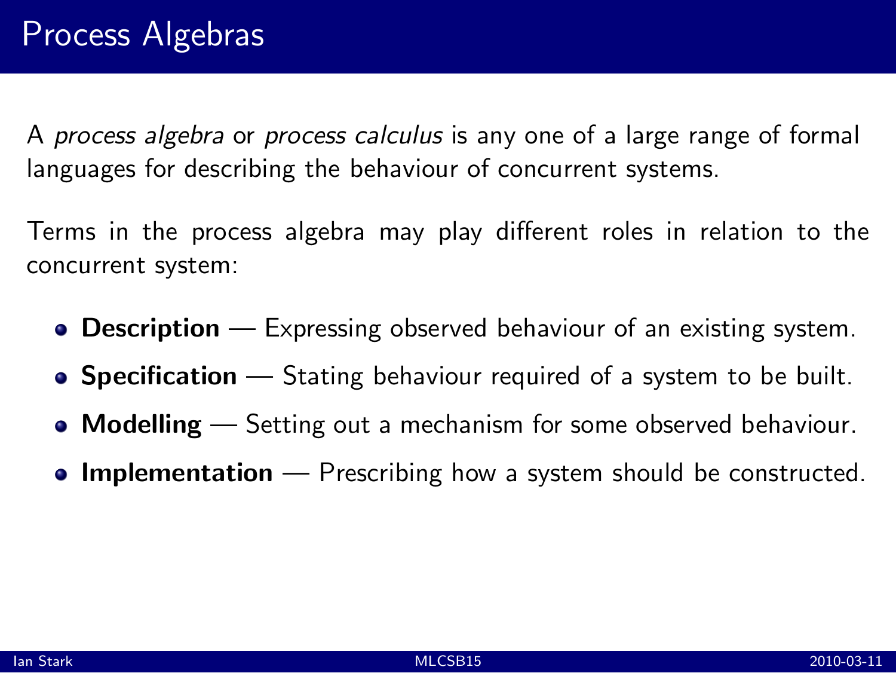# Process Algebras

A *process algebra* or *process calculus* is any one of a large range of formal languages for describing the behaviour of concurrent systems.

Terms in the process algebra may play different roles in relation to the concurrent system:

- **Description** — Expressing observed behaviour of an existing system.
- **Specification** — Stating behaviour required of a system to be built.
- **Modelling** — Setting out a mechanism for some observed behaviour.
- **Implementation** — Prescribing how a system should be constructed.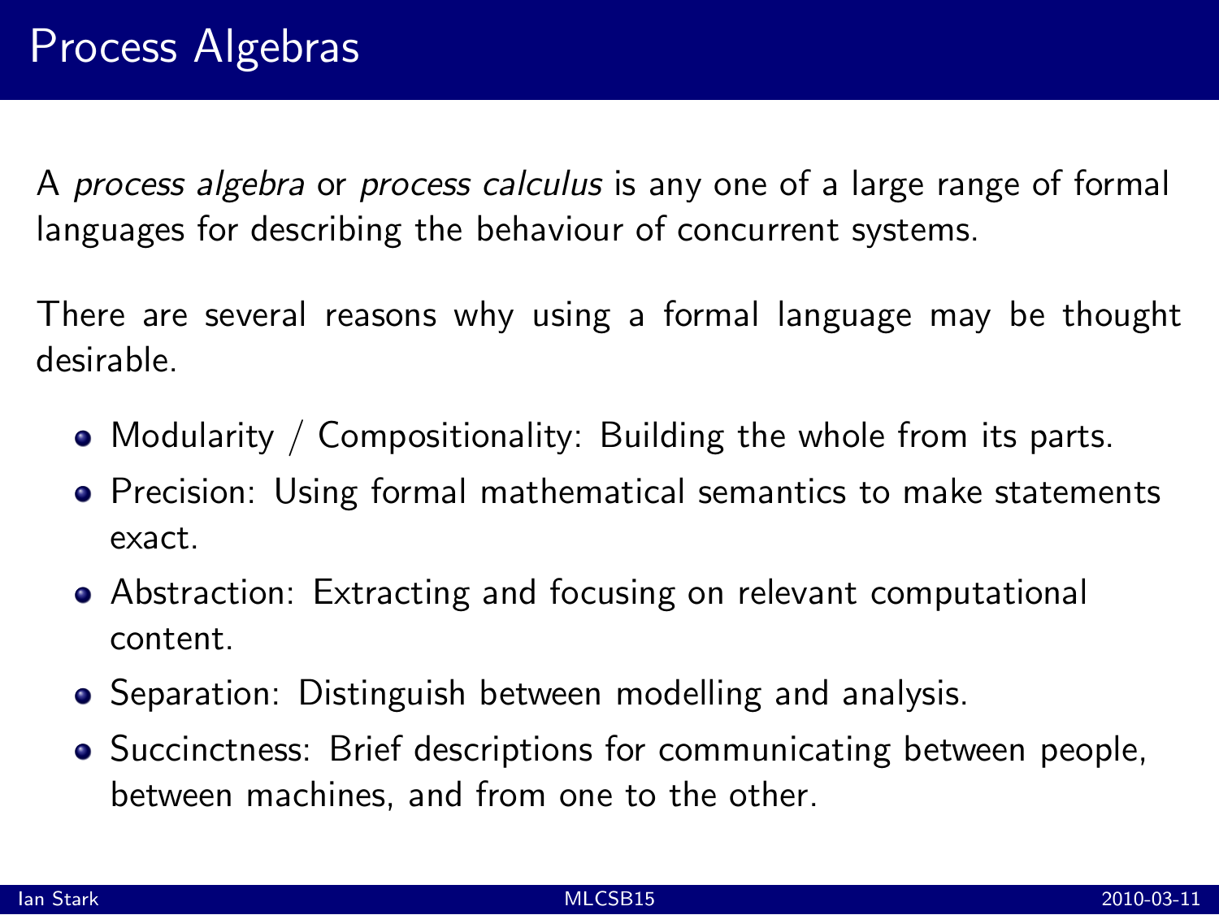# Process Algebras

A *process algebra* or *process calculus* is any one of a large range of formal languages for describing the behaviour of concurrent systems.

There are several reasons why using a formal language may be thought desirable.

- Modularity / Compositionality: Building the whole from its parts.
- Precision: Using formal mathematical semantics to make statements exact.
- Abstraction: Extracting and focusing on relevant computational content.
- Separation: Distinguish between modelling and analysis.
- Succinctness: Brief descriptions for communicating between people, between machines, and from one to the other.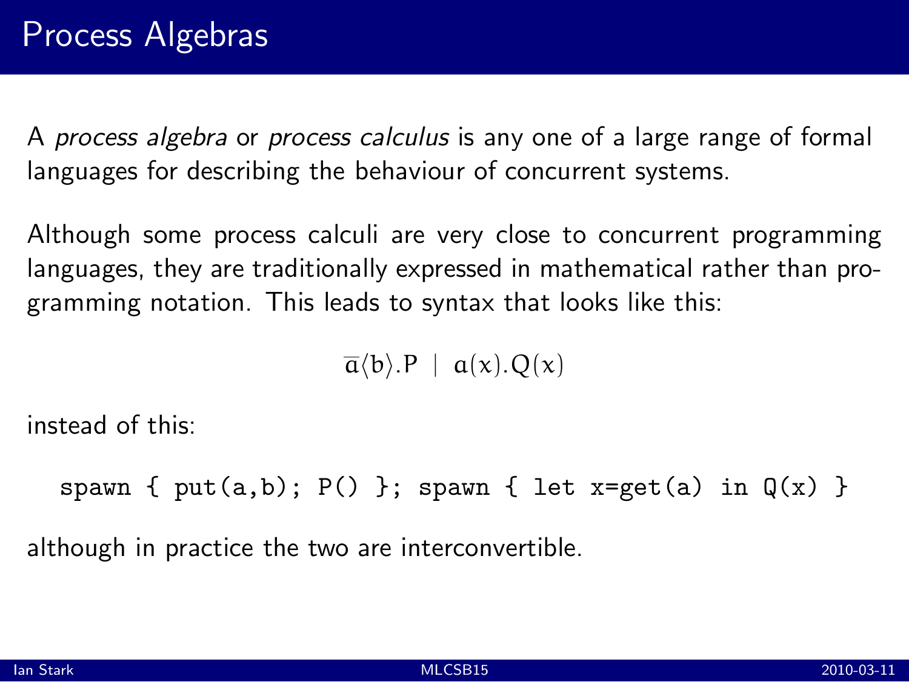# Process Algebras

A *process algebra* or *process calculus* is any one of a large range of formal languages for describing the behaviour of concurrent systems.

Although some process calculi are very close to concurrent programming languages, they are traditionally expressed in mathematical rather than programming notation. This leads to syntax that looks like this:

$$\overline{a}\langle b \rangle.P \;\mid\; a(x).Q(x)$$

instead of this:

```
spawn { put(a,b); P() }; spawn { let x=get(a) in Q(x) }
```

although in practice the two are interconvertible.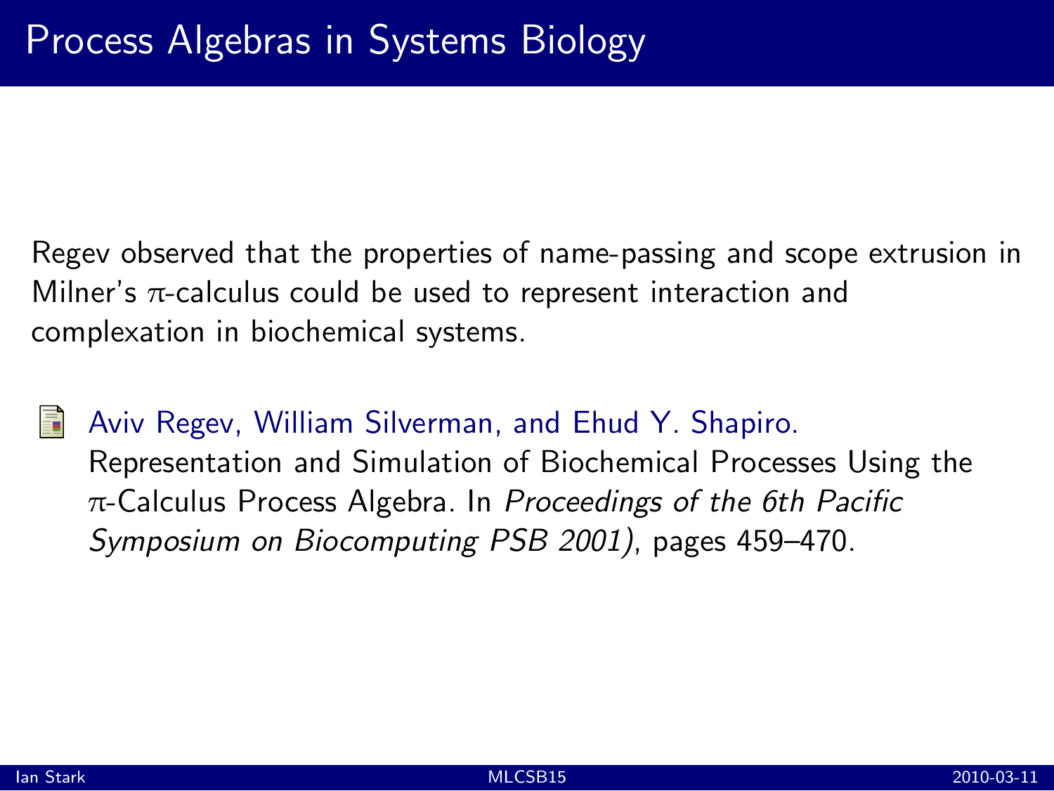# Process Algebras in Systems Biology

Regev observed that the properties of name-passing and scope extrusion in Milner's $\pi$-calculus could be used to represent interaction and complexation in biochemical systems.

Aviv Regev, William Silverman, and Ehud Y. Shapiro.
Representation and Simulation of Biochemical Processes Using the $\pi$-Calculus Process Algebra. In *Proceedings of the 6th Pacific Symposium on Biocomputing PSB 2001)*, pages 459–470.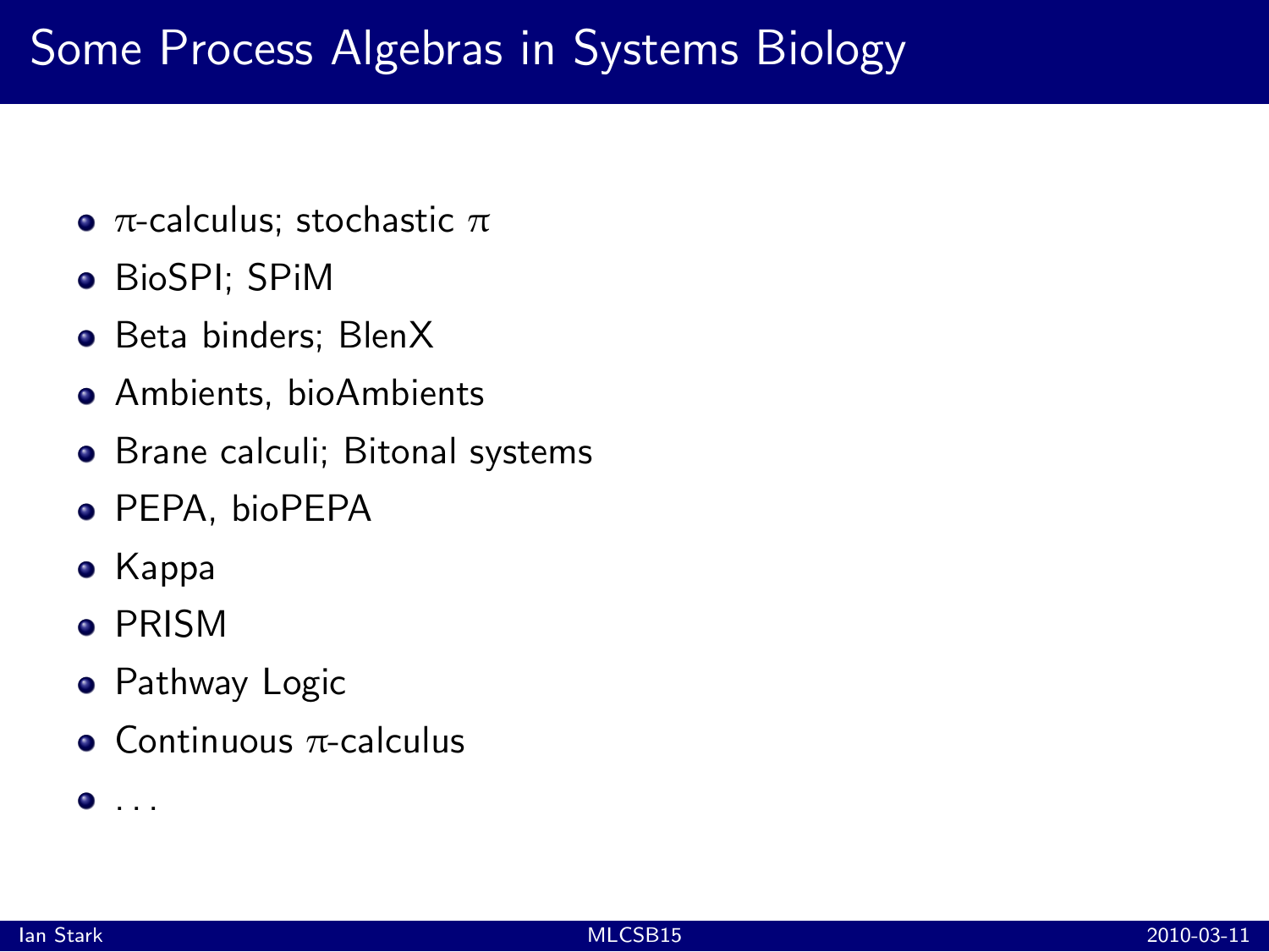# Some Process Algebras in Systems Biology

- $\pi$-calculus; stochastic $\pi$
- BioSPI; SPiM
- Beta binders; BlenX
- Ambients, bioAmbients
- Brane calculi; Bitonal systems
- PEPA, bioPEPA
- Kappa
- PRISM
- Pathway Logic
- Continuous $\pi$-calculus
- ...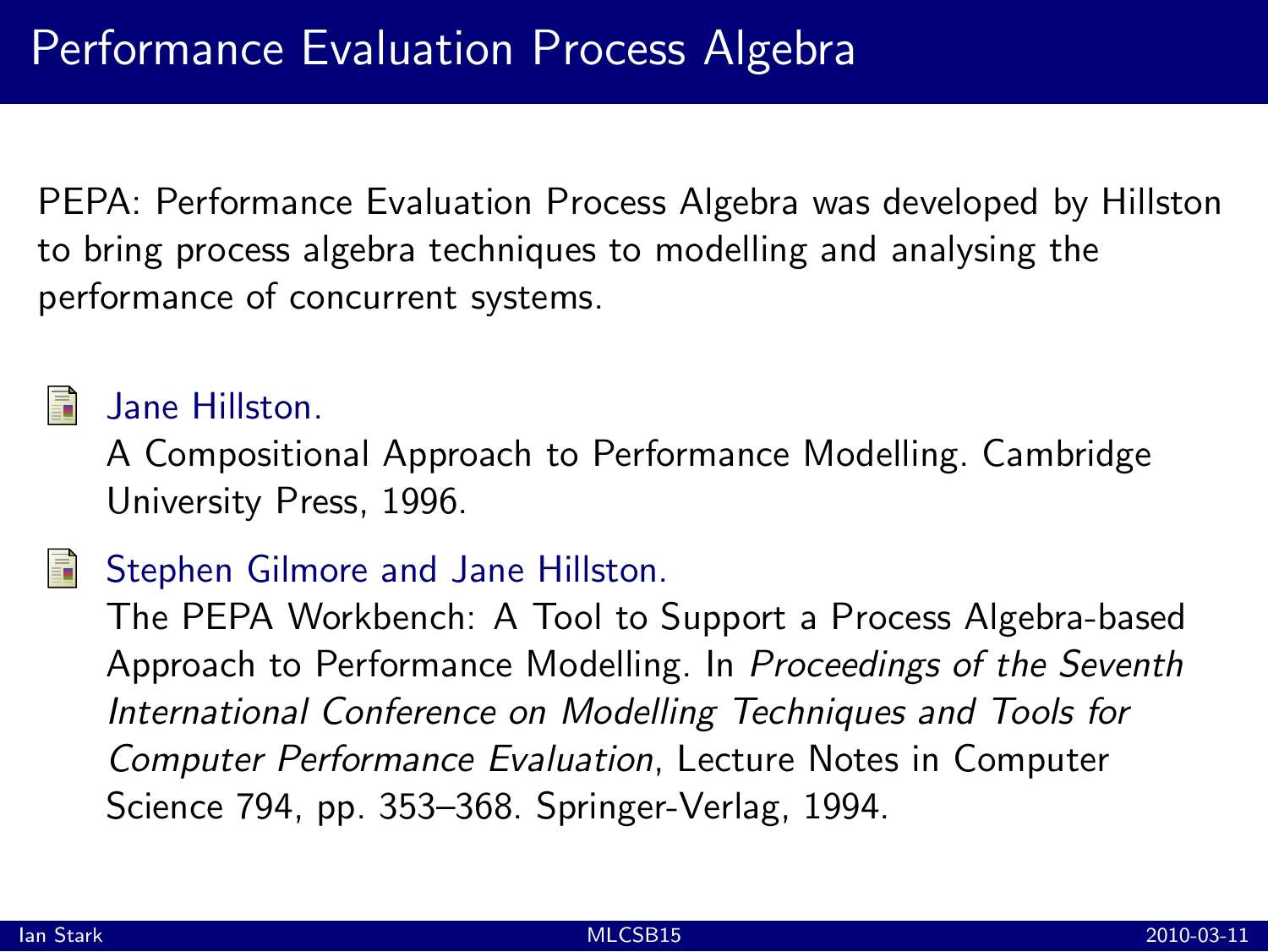# Performance Evaluation Process Algebra

PEPA: Performance Evaluation Process Algebra was developed by Hillston to bring process algebra techniques to modelling and analysing the performance of concurrent systems.

- Jane Hillston.
  A Compositional Approach to Performance Modelling. Cambridge University Press, 1996.

- Stephen Gilmore and Jane Hillston.
  The PEPA Workbench: A Tool to Support a Process Algebra-based Approach to Performance Modelling. In *Proceedings of the Seventh International Conference on Modelling Techniques and Tools for Computer Performance Evaluation*, Lecture Notes in Computer Science 794, pp. 353–368. Springer-Verlag, 1994.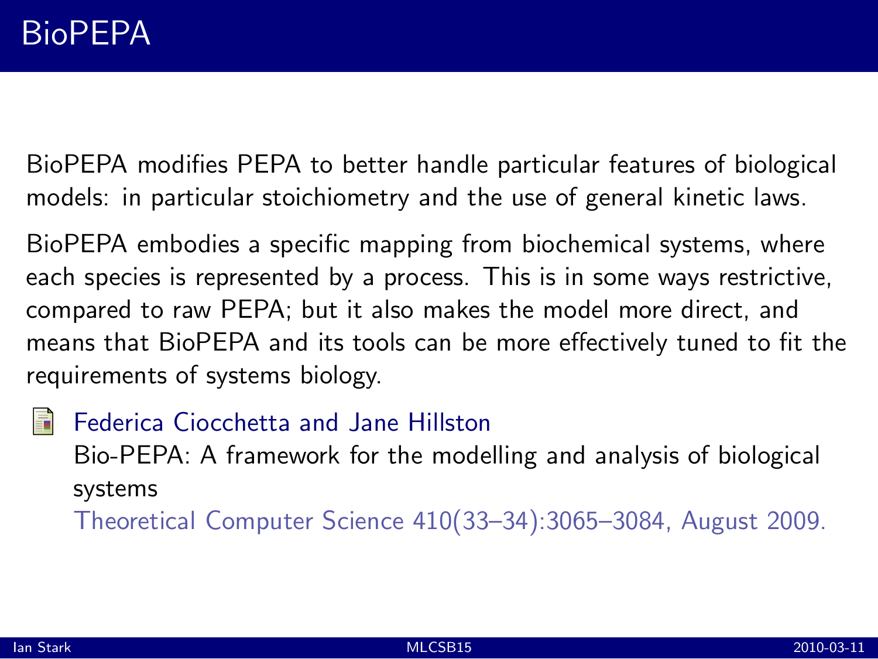# BioPEPA

BioPEPA modifies PEPA to better handle particular features of biological models: in particular stoichiometry and the use of general kinetic laws.

BioPEPA embodies a specific mapping from biochemical systems, where each species is represented by a process. This is in some ways restrictive, compared to raw PEPA; but it also makes the model more direct, and means that BioPEPA and its tools can be more effectively tuned to fit the requirements of systems biology.

- Federica Ciocchetta and Jane Hillston
  Bio-PEPA: A framework for the modelling and analysis of biological systems
  Theoretical Computer Science 410(33–34):3065–3084, August 2009.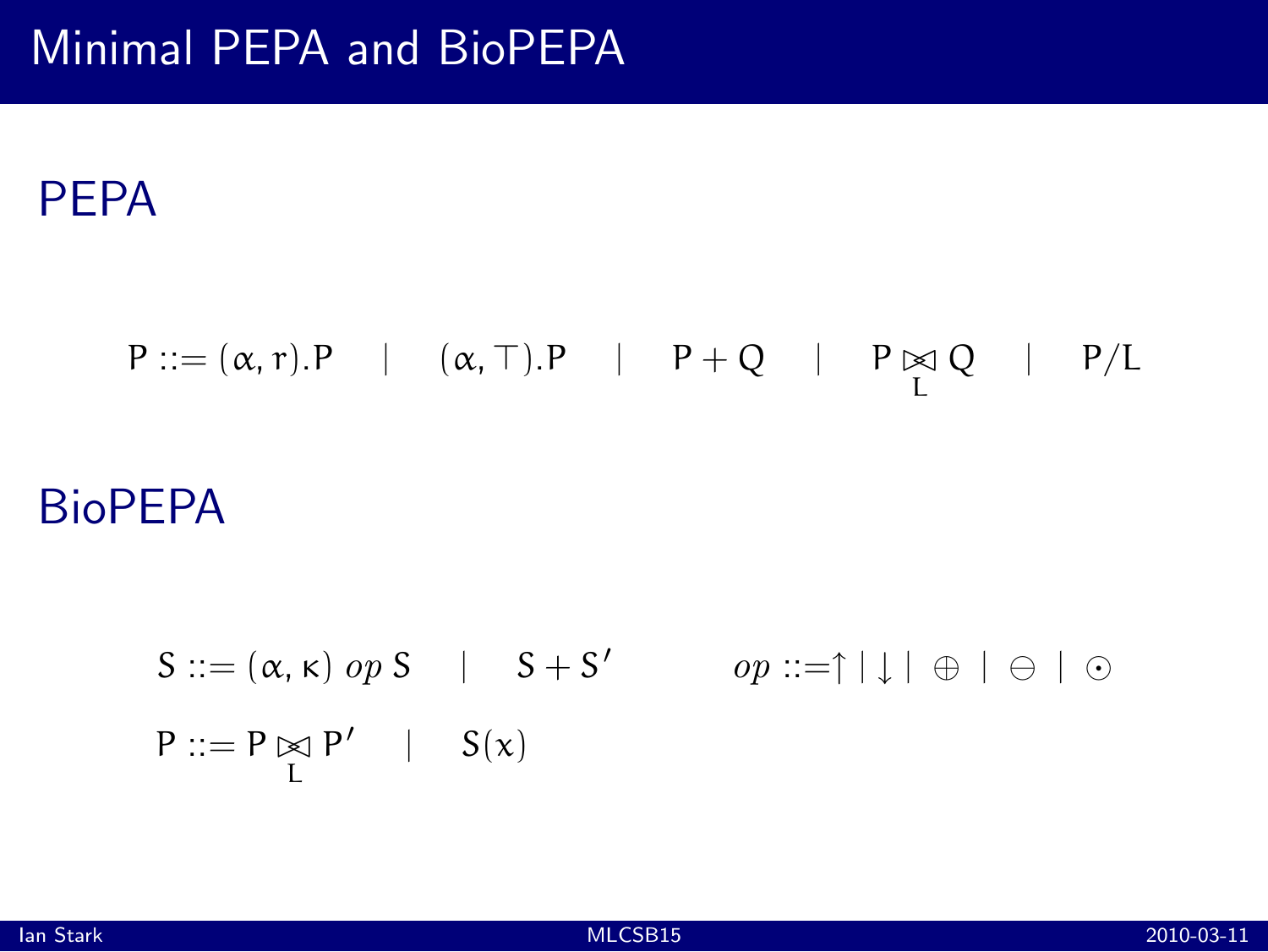# Minimal PEPA and BioPEPA

## PEPA

$$P ::= (\alpha, r).P \quad | \quad (\alpha, \top).P \quad | \quad P + Q \quad | \quad P \underset{L}{\bowtie} Q \quad | \quad P/L$$

## BioPEPA

$$S ::= (\alpha, \kappa) \; op \; S \quad | \quad S + S' \qquad\qquad op ::= \uparrow \mid \downarrow \mid \oplus \mid \ominus \mid \odot$$

$$P ::= P \underset{L}{\bowtie} P' \quad | \quad S(x)$$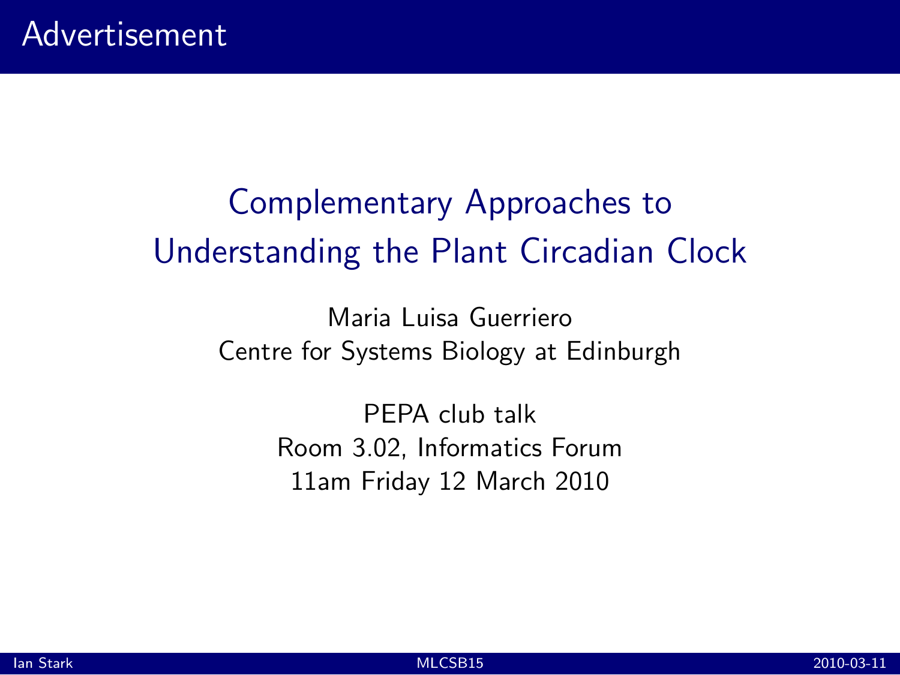# Advertisement

## Complementary Approaches to Understanding the Plant Circadian Clock

Maria Luisa Guerriero
Centre for Systems Biology at Edinburgh

PEPA club talk
Room 3.02, Informatics Forum
11am Friday 12 March 2010